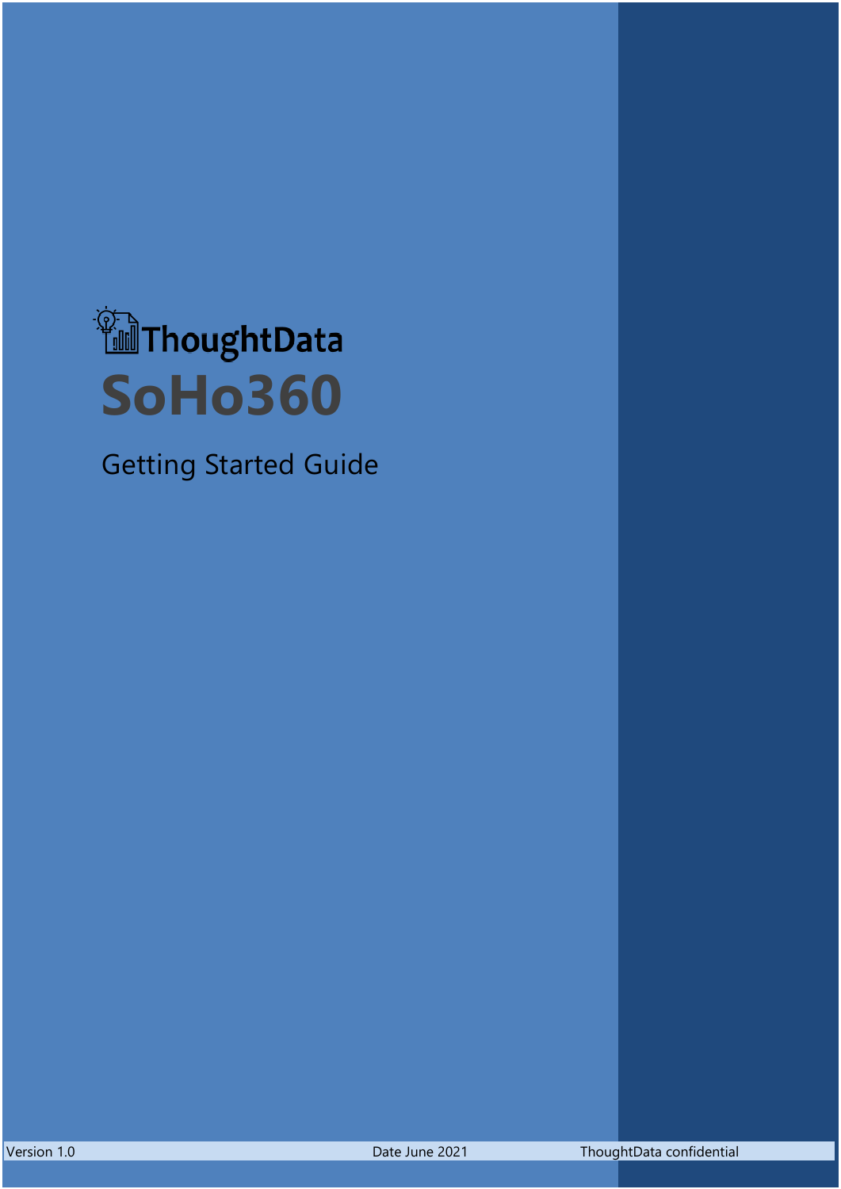ThoughtData

# SoHo360

## Getting Started Guide

Version 1.0 Date June 2021 ThoughtData confidential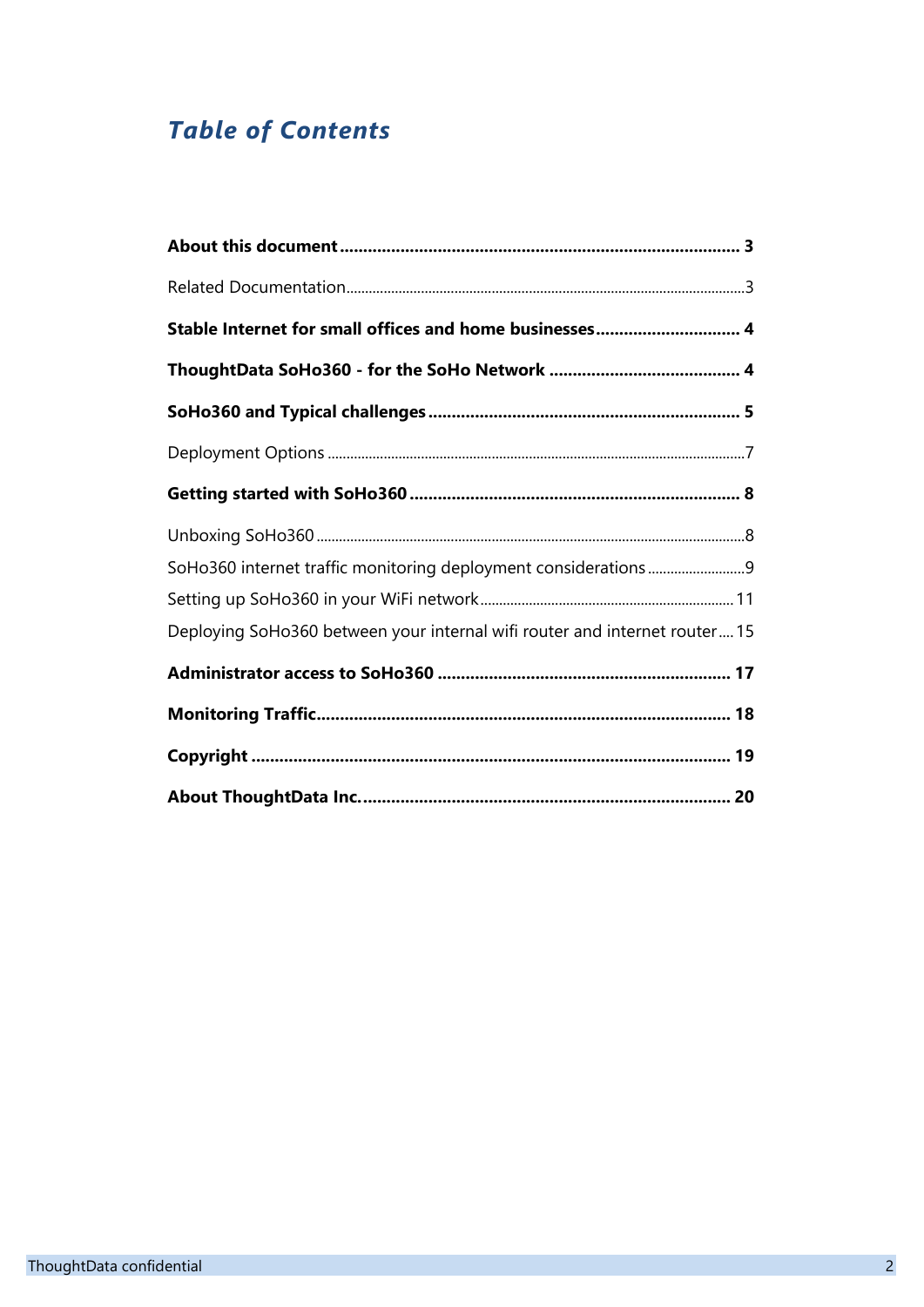# *Table of Contents*

**About this document ........................................................................ 3**

Related Documentation ........................................................................ 3

**Stable Internet for small offices and home businesses .............................. 4**

**ThoughtData SoHo360 - for the SoHo Network ......................................... 4**

**SoHo360 and Typical challenges ........................................................ 5**

Deployment Options ........................................................................ 7

**Getting started with SoHo360 ........................................................ 8**

Unboxing SoHo360 ........................................................................ 8

SoHo360 internet traffic monitoring deployment considerations ........................ 9

Setting up SoHo360 in your WiFi network ................................................ 11

Deploying SoHo360 between your internal wifi router and internet router .... 15

**Administrator access to SoHo360 ........................................................ 17**

**Monitoring Traffic ........................................................................ 18**

**Copyright ........................................................................ 19**

**About ThoughtData Inc. ........................................................................ 20**

ThoughtData confidential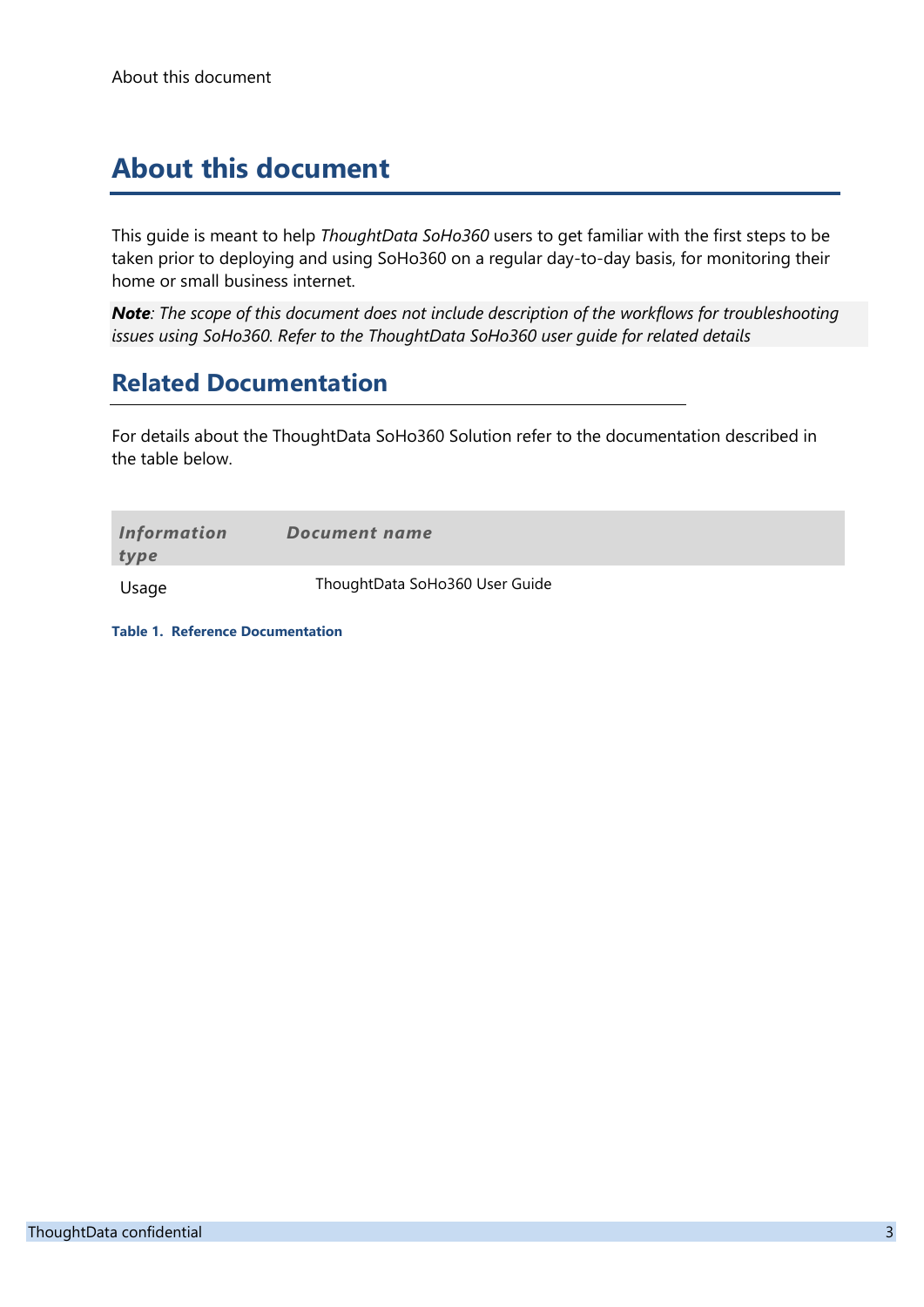# About this document

This guide is meant to help *ThoughtData SoHo360* users to get familiar with the first steps to be taken prior to deploying and using SoHo360 on a regular day-to-day basis, for monitoring their home or small business internet.

***Note****: The scope of this document does not include description of the workflows for troubleshooting issues using SoHo360. Refer to the ThoughtData SoHo360 user guide for related details*

## Related Documentation

For details about the ThoughtData SoHo360 Solution refer to the documentation described in the table below.

| *Information type* | *Document name* |
| --- | --- |
| Usage | ThoughtData SoHo360 User Guide |

**Table 1. Reference Documentation**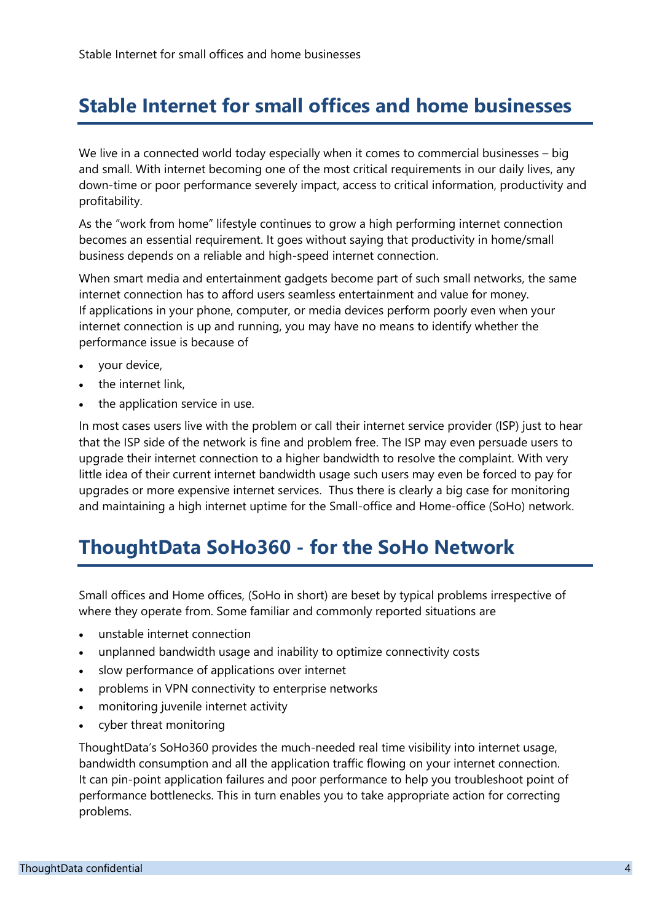## Stable Internet for small offices and home businesses

We live in a connected world today especially when it comes to commercial businesses – big and small. With internet becoming one of the most critical requirements in our daily lives, any down-time or poor performance severely impact, access to critical information, productivity and profitability.

As the "work from home" lifestyle continues to grow a high performing internet connection becomes an essential requirement. It goes without saying that productivity in home/small business depends on a reliable and high-speed internet connection.

When smart media and entertainment gadgets become part of such small networks, the same internet connection has to afford users seamless entertainment and value for money. If applications in your phone, computer, or media devices perform poorly even when your internet connection is up and running, you may have no means to identify whether the performance issue is because of

- your device,
- the internet link,
- the application service in use.

In most cases users live with the problem or call their internet service provider (ISP) just to hear that the ISP side of the network is fine and problem free. The ISP may even persuade users to upgrade their internet connection to a higher bandwidth to resolve the complaint. With very little idea of their current internet bandwidth usage such users may even be forced to pay for upgrades or more expensive internet services. Thus there is clearly a big case for monitoring and maintaining a high internet uptime for the Small-office and Home-office (SoHo) network.

## ThoughtData SoHo360 - for the SoHo Network

Small offices and Home offices, (SoHo in short) are beset by typical problems irrespective of where they operate from. Some familiar and commonly reported situations are

- unstable internet connection
- unplanned bandwidth usage and inability to optimize connectivity costs
- slow performance of applications over internet
- problems in VPN connectivity to enterprise networks
- monitoring juvenile internet activity
- cyber threat monitoring

ThoughtData's SoHo360 provides the much-needed real time visibility into internet usage, bandwidth consumption and all the application traffic flowing on your internet connection. It can pin-point application failures and poor performance to help you troubleshoot point of performance bottlenecks. This in turn enables you to take appropriate action for correcting problems.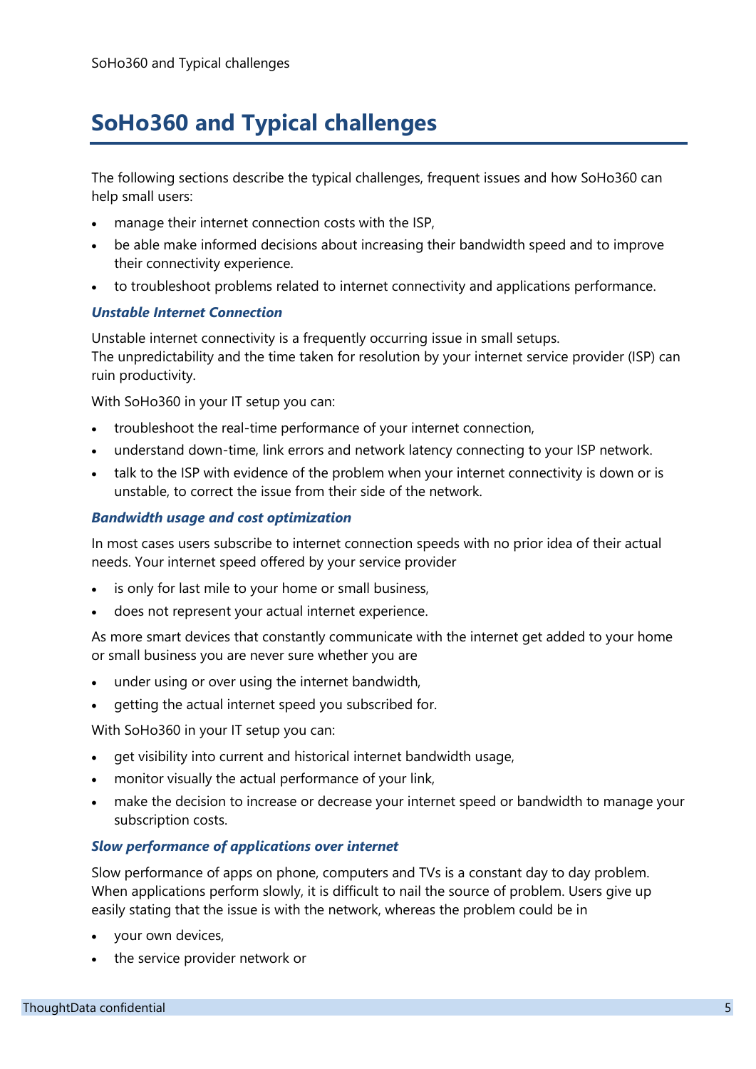# SoHo360 and Typical challenges

The following sections describe the typical challenges, frequent issues and how SoHo360 can help small users:

- manage their internet connection costs with the ISP,
- be able make informed decisions about increasing their bandwidth speed and to improve their connectivity experience.
- to troubleshoot problems related to internet connectivity and applications performance.

***Unstable Internet Connection***

Unstable internet connectivity is a frequently occurring issue in small setups.
The unpredictability and the time taken for resolution by your internet service provider (ISP) can ruin productivity.

With SoHo360 in your IT setup you can:

- troubleshoot the real-time performance of your internet connection,
- understand down-time, link errors and network latency connecting to your ISP network.
- talk to the ISP with evidence of the problem when your internet connectivity is down or is unstable, to correct the issue from their side of the network.

***Bandwidth usage and cost optimization***

In most cases users subscribe to internet connection speeds with no prior idea of their actual needs. Your internet speed offered by your service provider

- is only for last mile to your home or small business,
- does not represent your actual internet experience.

As more smart devices that constantly communicate with the internet get added to your home or small business you are never sure whether you are

- under using or over using the internet bandwidth,
- getting the actual internet speed you subscribed for.

With SoHo360 in your IT setup you can:

- get visibility into current and historical internet bandwidth usage,
- monitor visually the actual performance of your link,
- make the decision to increase or decrease your internet speed or bandwidth to manage your subscription costs.

***Slow performance of applications over internet***

Slow performance of apps on phone, computers and TVs is a constant day to day problem. When applications perform slowly, it is difficult to nail the source of problem. Users give up easily stating that the issue is with the network, whereas the problem could be in

- your own devices,
- the service provider network or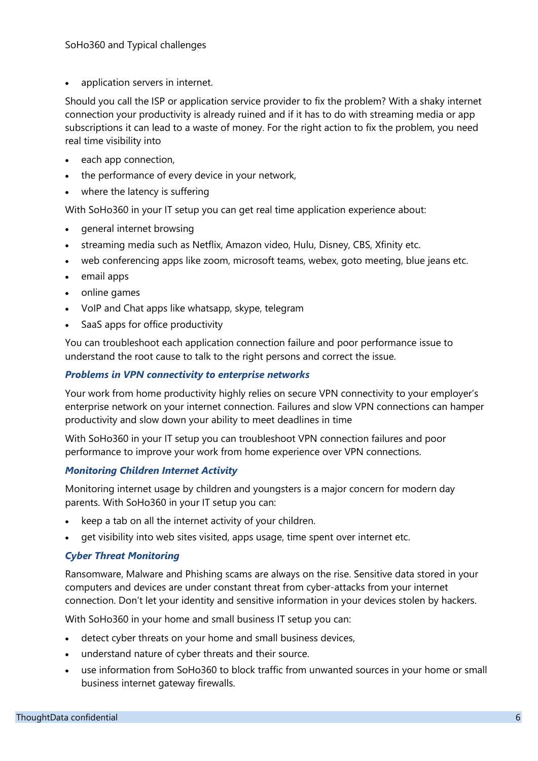- application servers in internet.

Should you call the ISP or application service provider to fix the problem? With a shaky internet connection your productivity is already ruined and if it has to do with streaming media or app subscriptions it can lead to a waste of money. For the right action to fix the problem, you need real time visibility into

- each app connection,
- the performance of every device in your network,
- where the latency is suffering

With SoHo360 in your IT setup you can get real time application experience about:

- general internet browsing
- streaming media such as Netflix, Amazon video, Hulu, Disney, CBS, Xfinity etc.
- web conferencing apps like zoom, microsoft teams, webex, goto meeting, blue jeans etc.
- email apps
- online games
- VoIP and Chat apps like whatsapp, skype, telegram
- SaaS apps for office productivity

You can troubleshoot each application connection failure and poor performance issue to understand the root cause to talk to the right persons and correct the issue.

### *Problems in VPN connectivity to enterprise networks*

Your work from home productivity highly relies on secure VPN connectivity to your employer's enterprise network on your internet connection. Failures and slow VPN connections can hamper productivity and slow down your ability to meet deadlines in time

With SoHo360 in your IT setup you can troubleshoot VPN connection failures and poor performance to improve your work from home experience over VPN connections.

### *Monitoring Children Internet Activity*

Monitoring internet usage by children and youngsters is a major concern for modern day parents. With SoHo360 in your IT setup you can:

- keep a tab on all the internet activity of your children.
- get visibility into web sites visited, apps usage, time spent over internet etc.

### *Cyber Threat Monitoring*

Ransomware, Malware and Phishing scams are always on the rise. Sensitive data stored in your computers and devices are under constant threat from cyber-attacks from your internet connection. Don't let your identity and sensitive information in your devices stolen by hackers.

With SoHo360 in your home and small business IT setup you can:

- detect cyber threats on your home and small business devices,
- understand nature of cyber threats and their source.
- use information from SoHo360 to block traffic from unwanted sources in your home or small business internet gateway firewalls.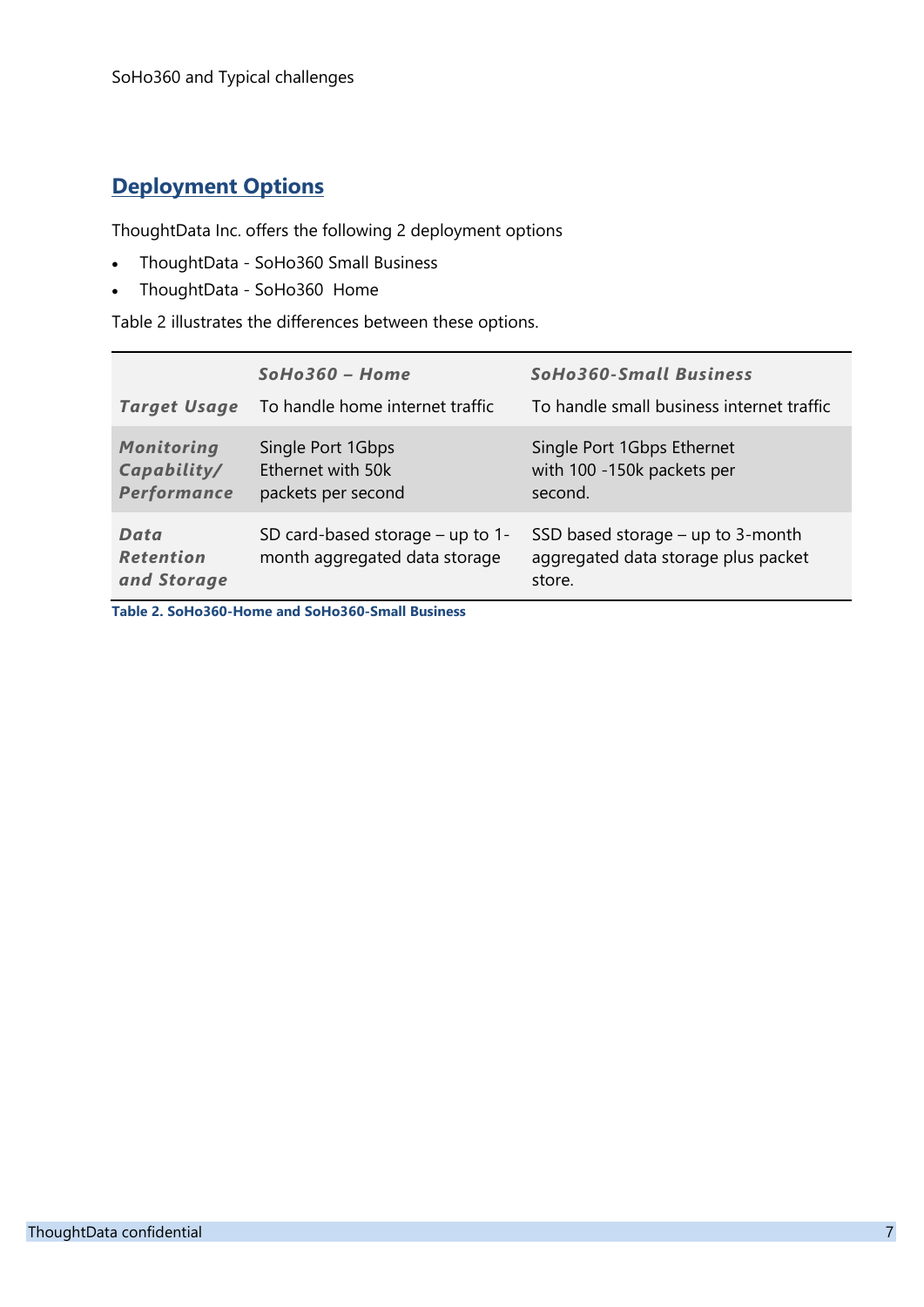## Deployment Options

ThoughtData Inc. offers the following 2 deployment options

- ThoughtData - SoHo360 Small Business
- ThoughtData - SoHo360 Home

Table 2 illustrates the differences between these options.

| | ***SoHo360 – Home*** | ***SoHo360-Small Business*** |
|---|---|---|
| ***Target Usage*** | To handle home internet traffic | To handle small business internet traffic |
| ***Monitoring Capability/ Performance*** | Single Port 1Gbps Ethernet with 50k packets per second | Single Port 1Gbps Ethernet with 100 -150k packets per second. |
| ***Data Retention and Storage*** | SD card-based storage – up to 1-month aggregated data storage | SSD based storage – up to 3-month aggregated data storage plus packet store. |

**Table 2. SoHo360-Home and SoHo360-Small Business**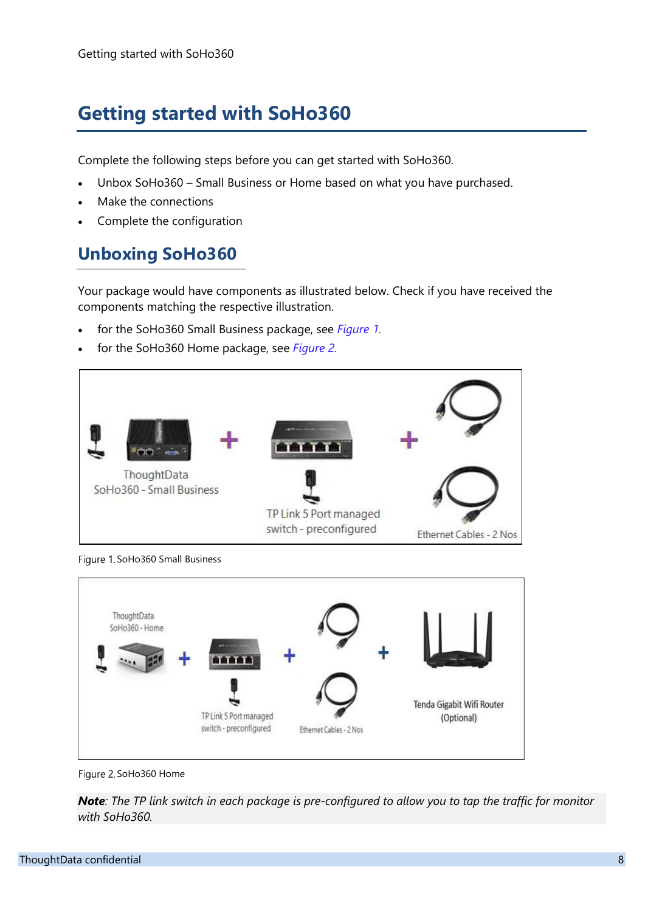# Getting started with SoHo360

Complete the following steps before you can get started with SoHo360.

- Unbox SoHo360 – Small Business or Home based on what you have purchased.
- Make the connections
- Complete the configuration

## Unboxing SoHo360

Your package would have components as illustrated below. Check if you have received the components matching the respective illustration.

- for the SoHo360 Small Business package, see *Figure 1.*
- for the SoHo360 Home package, see *Figure 2.*

ThoughtData SoHo360 - Small Business + TP Link 5 Port managed switch - preconfigured + Ethernet Cables - 2 Nos

Figure 1. SoHo360 Small Business

ThoughtData SoHo360 - Home + TP Link 5 Port managed switch - preconfigured + Ethernet Cables - 2 Nos + Tenda Gigabit Wifi Router (Optional)

Figure 2. SoHo360 Home

***Note***: *The TP link switch in each package is pre-configured to allow you to tap the traffic for monitor with SoHo360.*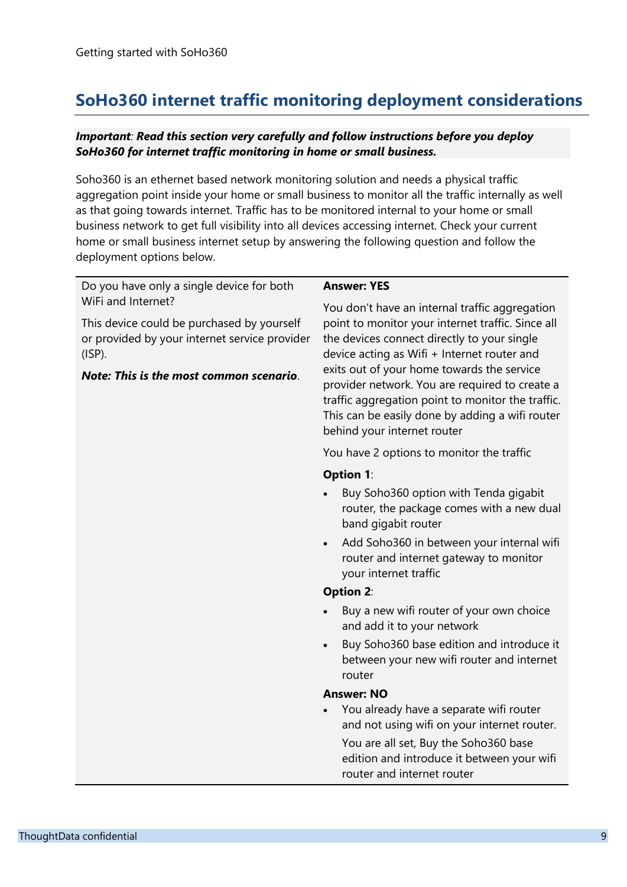## SoHo360 internet traffic monitoring deployment considerations

***Important**: Read this section very carefully and follow instructions before you deploy SoHo360 for internet traffic monitoring in home or small business.*

Soho360 is an ethernet based network monitoring solution and needs a physical traffic aggregation point inside your home or small business to monitor all the traffic internally as well as that going towards internet. Traffic has to be monitored internal to your home or small business network to get full visibility into all devices accessing internet. Check your current home or small business internet setup by answering the following question and follow the deployment options below.

| Question | Answer |
|---|---|
| Do you have only a single device for both WiFi and Internet?<br><br>This device could be purchased by yourself or provided by your internet service provider (ISP).<br><br>***Note: This is the most common scenario***. | **Answer: YES**<br><br>You don't have an internal traffic aggregation point to monitor your internet traffic. Since all the devices connect directly to your single device acting as Wifi + Internet router and exits out of your home towards the service provider network. You are required to create a traffic aggregation point to monitor the traffic. This can be easily done by adding a wifi router behind your internet router<br><br>You have 2 options to monitor the traffic<br><br>**Option 1**:<br>• Buy Soho360 option with Tenda gigabit router, the package comes with a new dual band gigabit router<br>• Add Soho360 in between your internal wifi router and internet gateway to monitor your internet traffic<br><br>**Option 2**:<br>• Buy a new wifi router of your own choice and add it to your network<br>• Buy Soho360 base edition and introduce it between your new wifi router and internet router<br><br>**Answer: NO**<br>• You already have a separate wifi router and not using wifi on your internet router. You are all set, Buy the Soho360 base edition and introduce it between your wifi router and internet router |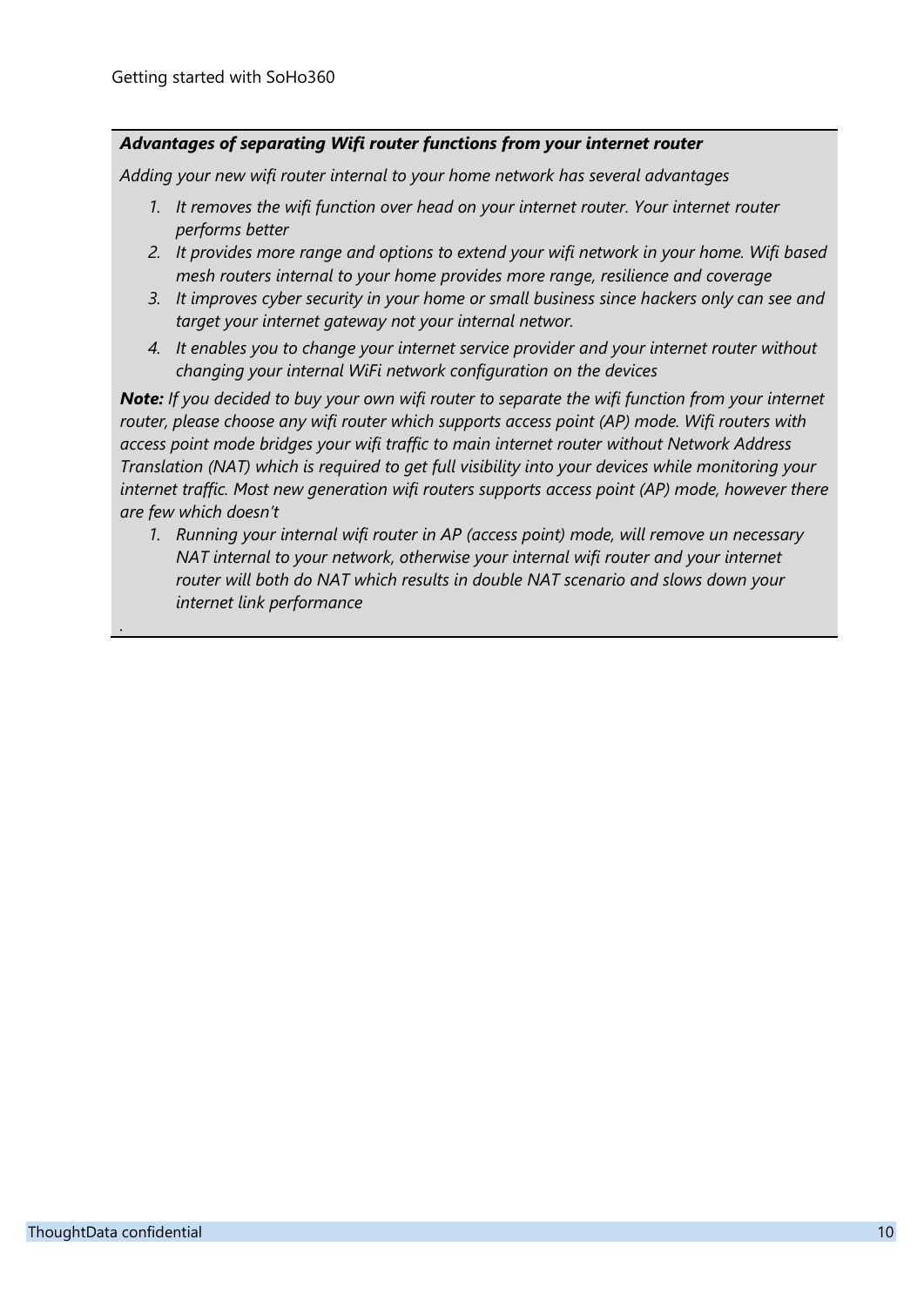***Advantages of separating Wifi router functions from your internet router***

*Adding your new wifi router internal to your home network has several advantages*

1. *It removes the wifi function over head on your internet router. Your internet router performs better*
2. *It provides more range and options to extend your wifi network in your home. Wifi based mesh routers internal to your home provides more range, resilience and coverage*
3. *It improves cyber security in your home or small business since hackers only can see and target your internet gateway not your internal networ.*
4. *It enables you to change your internet service provider and your internet router without changing your internal WiFi network configuration on the devices*

***Note:*** *If you decided to buy your own wifi router to separate the wifi function from your internet router, please choose any wifi router which supports access point (AP) mode. Wifi routers with access point mode bridges your wifi traffic to main internet router without Network Address Translation (NAT) which is required to get full visibility into your devices while monitoring your internet traffic. Most new generation wifi routers supports access point (AP) mode, however there are few which doesn't*

1. *Running your internal wifi router in AP (access point) mode, will remove un necessary NAT internal to your network, otherwise your internal wifi router and your internet router will both do NAT which results in double NAT scenario and slows down your internet link performance*

.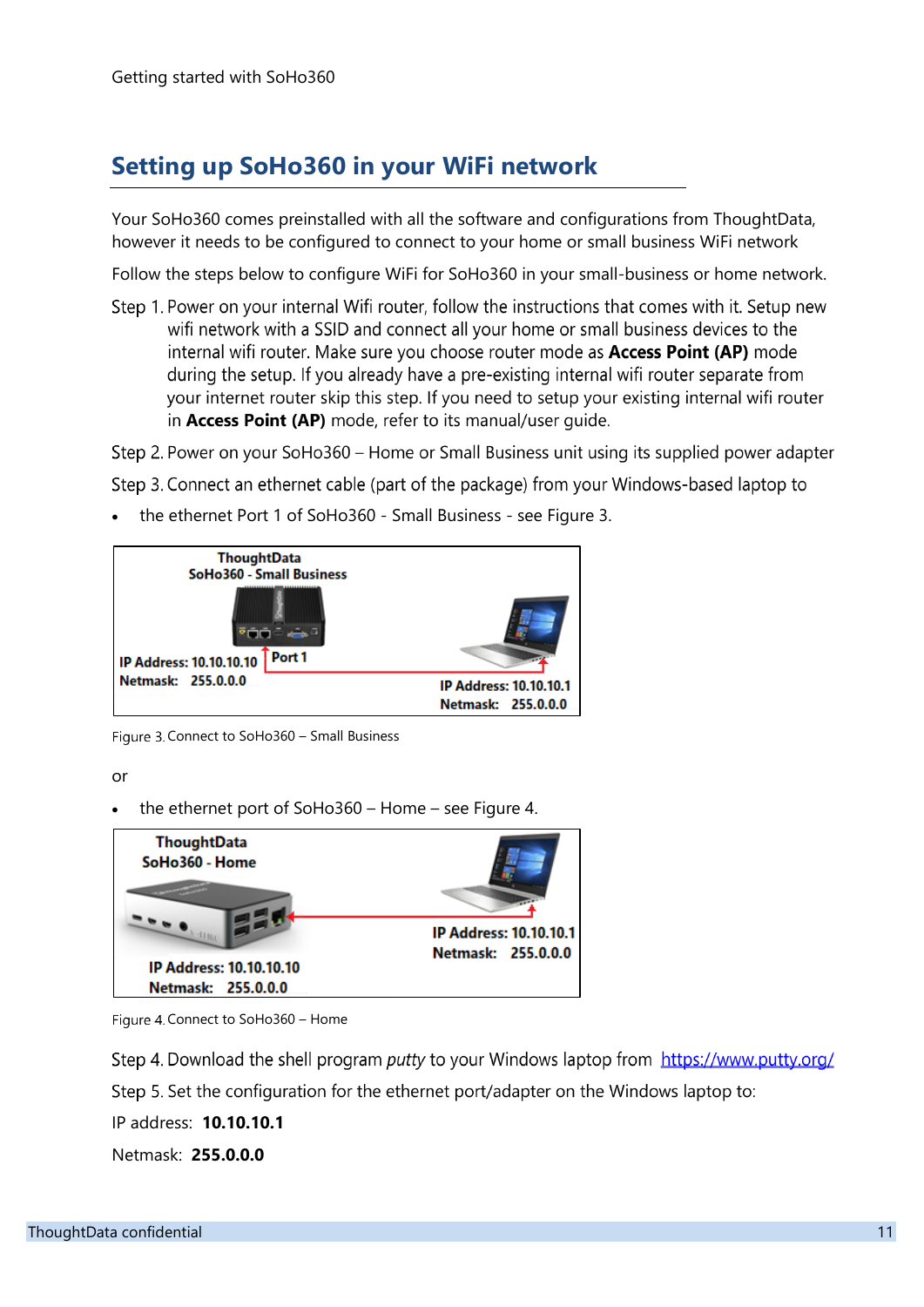## Setting up SoHo360 in your WiFi network

Your SoHo360 comes preinstalled with all the software and configurations from ThoughtData, however it needs to be configured to connect to your home or small business WiFi network

Follow the steps below to configure WiFi for SoHo360 in your small-business or home network.

Step 1. Power on your internal Wifi router, follow the instructions that comes with it. Setup new wifi network with a SSID and connect all your home or small business devices to the internal wifi router. Make sure you choose router mode as **Access Point (AP)** mode during the setup. If you already have a pre-existing internal wifi router separate from your internet router skip this step. If you need to setup your existing internal wifi router in **Access Point (AP)** mode, refer to its manual/user guide.

Step 2. Power on your SoHo360 – Home or Small Business unit using its supplied power adapter

Step 3. Connect an ethernet cable (part of the package) from your Windows-based laptop to

- the ethernet Port 1 of SoHo360 - Small Business - see Figure 3.

Figure 3. Connect to SoHo360 – Small Business

or

- the ethernet port of SoHo360 – Home – see Figure 4.

Figure 4. Connect to SoHo360 – Home

Step 4. Download the shell program *putty* to your Windows laptop from [https://www.putty.org/](https://www.putty.org/)

Step 5. Set the configuration for the ethernet port/adapter on the Windows laptop to:

IP address: **10.10.10.1**

Netmask: **255.0.0.0**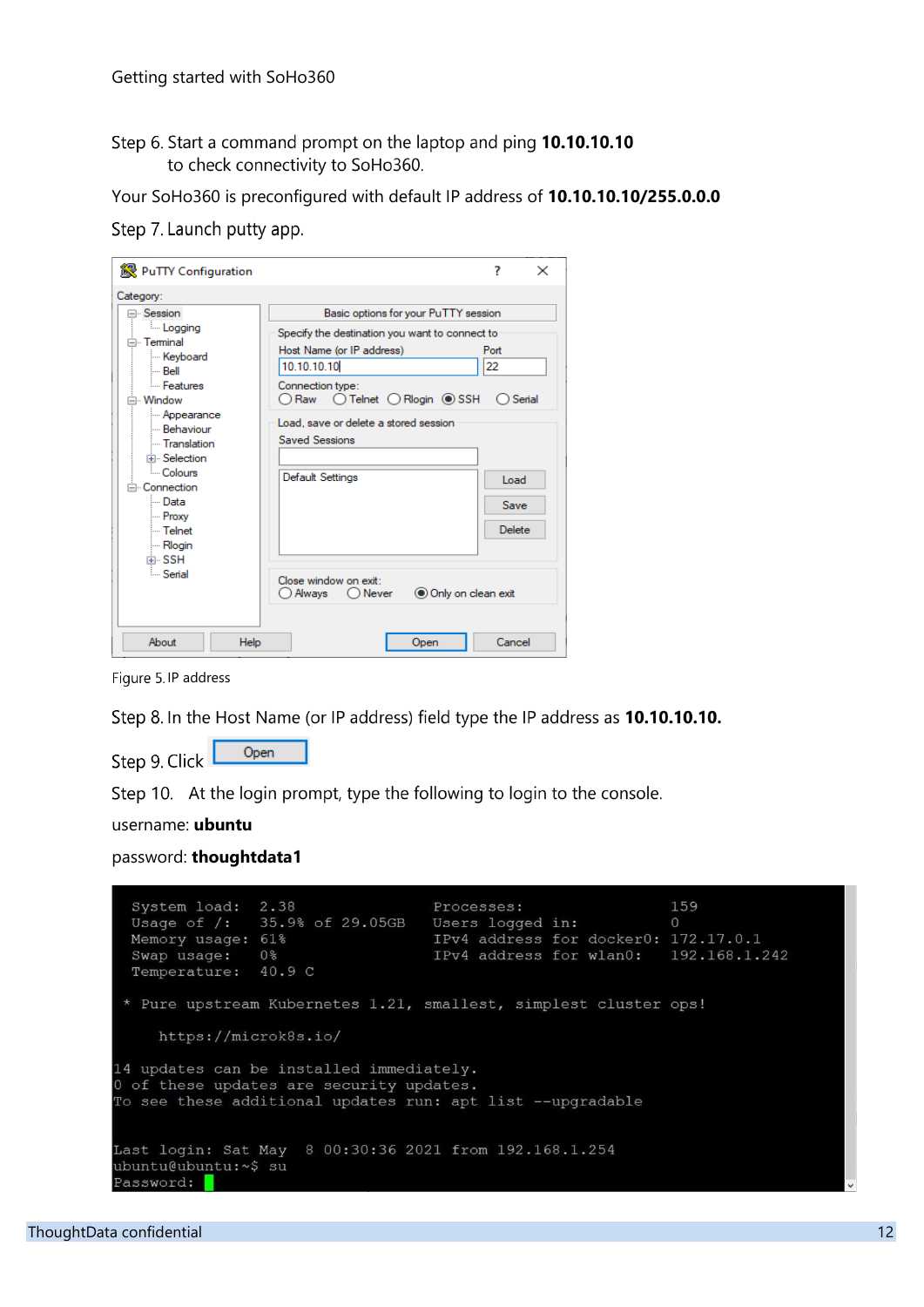Step 6. Start a command prompt on the laptop and ping **10.10.10.10** to check connectivity to SoHo360.

Your SoHo360 is preconfigured with default IP address of **10.10.10.10/255.0.0.0**

Step 7. Launch putty app.

Figure 5. IP address

Step 8. In the Host Name (or IP address) field type the IP address as **10.10.10.10.**

Step 9. Click Open

Step 10. At the login prompt, type the following to login to the console.

username: **ubuntu**

password: **thoughtdata1**

```
  System load:  2.38               Processes:                  159
  Usage of /:   35.9% of 29.05GB   Users logged in:            0
  Memory usage: 61%                IPv4 address for docker0:   172.17.0.1
  Swap usage:   0%                 IPv4 address for wlan0:     192.168.1.242
  Temperature:  40.9 C

 * Pure upstream Kubernetes 1.21, smallest, simplest cluster ops!

     https://microk8s.io/

14 updates can be installed immediately.
0 of these updates are security updates.
To see these additional updates run: apt list --upgradable


Last login: Sat May  8 00:30:36 2021 from 192.168.1.254
ubuntu@ubuntu:~$ su
Password:
```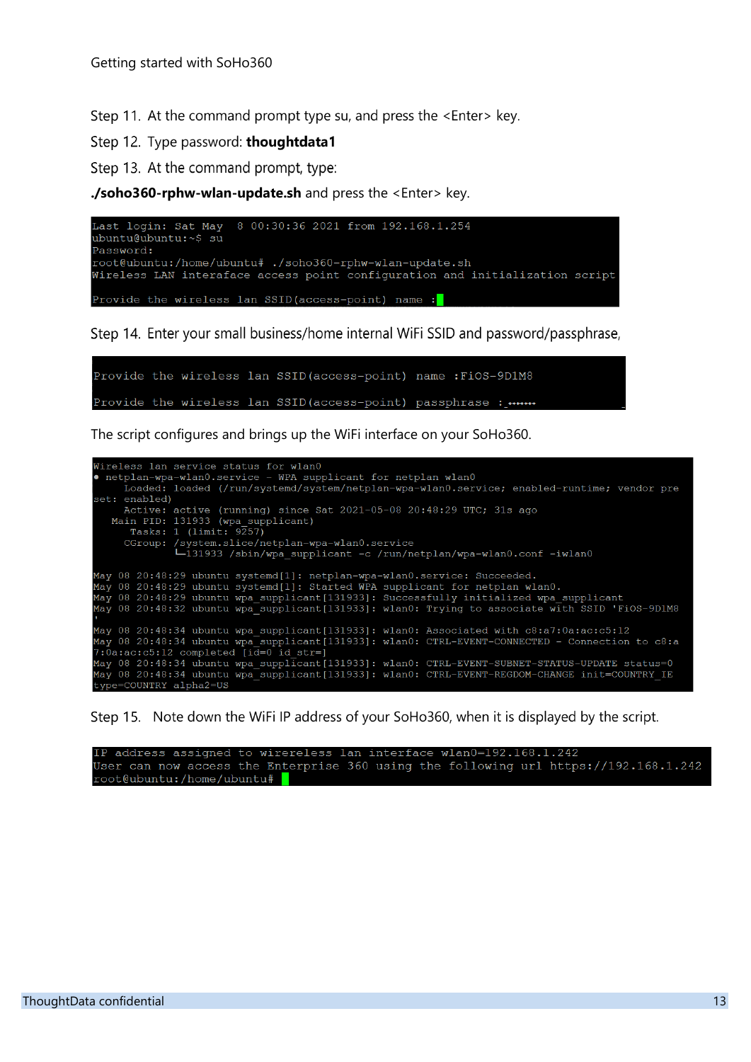Step 11. At the command prompt type su, and press the <Enter> key.

Step 12. Type password: **thoughtdata1**

Step 13. At the command prompt, type:

**./soho360-rphw-wlan-update.sh** and press the <Enter> key.

```
Last login: Sat May  8 00:30:36 2021 from 192.168.1.254
ubuntu@ubuntu:~$ su
Password:
root@ubuntu:/home/ubuntu# ./soho360-rphw-wlan-update.sh
Wireless LAN interaface access point configuration and initialization script

Provide the wireless lan SSID(access-point) name :
```

Step 14. Enter your small business/home internal WiFi SSID and password/passphrase,

```
Provide the wireless lan SSID(access-point) name :FiOS-9D1M8

Provide the wireless lan SSID(access-point) passphrase :.......
```

The script configures and brings up the WiFi interface on your SoHo360.

```
Wireless lan service status for wlan0
● netplan-wpa-wlan0.service - WPA supplicant for netplan wlan0
     Loaded: loaded (/run/systemd/system/netplan-wpa-wlan0.service; enabled-runtime; vendor pre
set: enabled)
     Active: active (running) since Sat 2021-05-08 20:48:29 UTC; 31s ago
   Main PID: 131933 (wpa_supplicant)
      Tasks: 1 (limit: 9257)
     CGroup: /system.slice/netplan-wpa-wlan0.service
             └─131933 /sbin/wpa_supplicant -c /run/netplan/wpa-wlan0.conf -iwlan0

May 08 20:48:29 ubuntu systemd[1]: netplan-wpa-wlan0.service: Succeeded.
May 08 20:48:29 ubuntu systemd[1]: Started WPA supplicant for netplan wlan0.
May 08 20:48:29 ubuntu wpa_supplicant[131933]: Successfully initialized wpa_supplicant
May 08 20:48:32 ubuntu wpa_supplicant[131933]: wlan0: Trying to associate with SSID 'FiOS-9D1M8
'
May 08 20:48:34 ubuntu wpa_supplicant[131933]: wlan0: Associated with c8:a7:0a:ac:c5:12
May 08 20:48:34 ubuntu wpa_supplicant[131933]: wlan0: CTRL-EVENT-CONNECTED - Connection to c8:a
7:0a:ac:c5:12 completed [id=0 id_str=]
May 08 20:48:34 ubuntu wpa_supplicant[131933]: wlan0: CTRL-EVENT-SUBNET-STATUS-UPDATE status=0
May 08 20:48:34 ubuntu wpa_supplicant[131933]: wlan0: CTRL-EVENT-REGDOM-CHANGE init=COUNTRY_IE
type=COUNTRY alpha2=US
```

Step 15. Note down the WiFi IP address of your SoHo360, when it is displayed by the script.

```
IP address assigned to wirereless lan interface wlan0=192.168.1.242
User can now access the Enterprise 360 using the following url https://192.168.1.242
root@ubuntu:/home/ubuntu#
```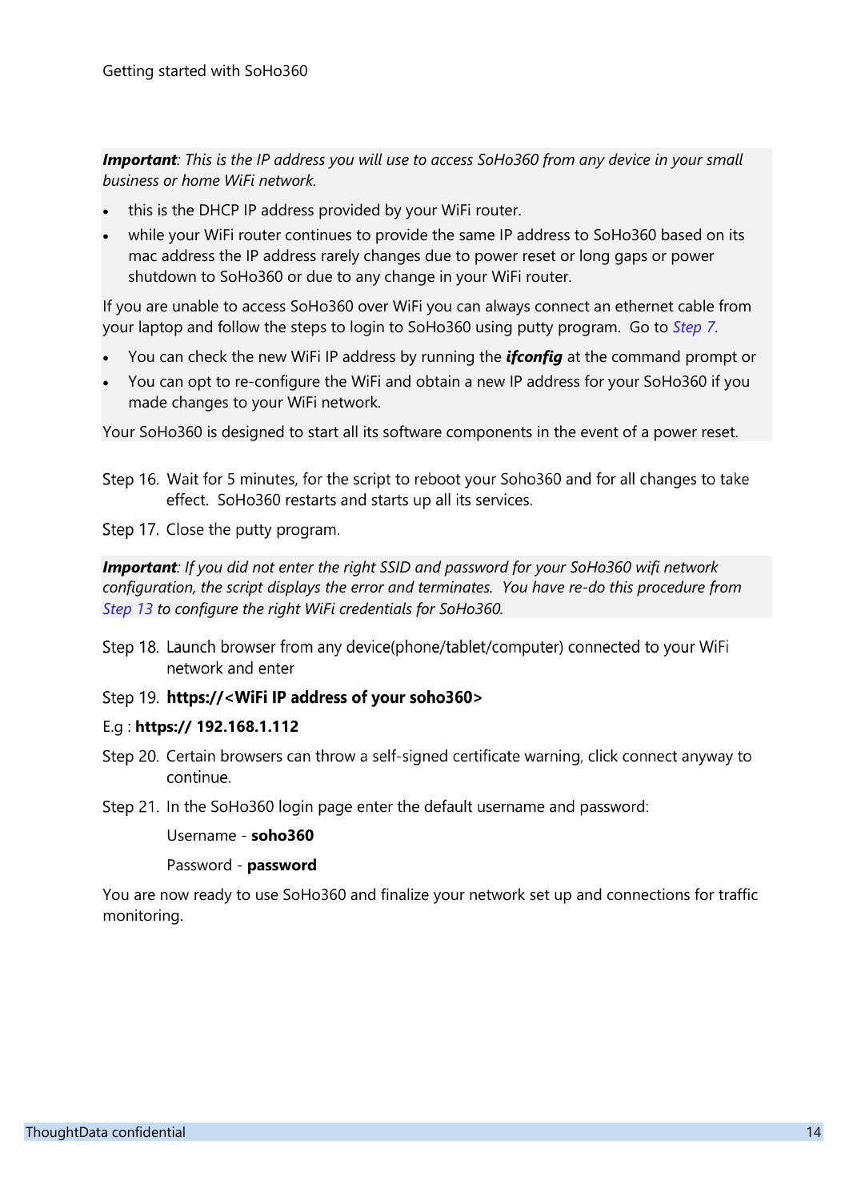***Important**: This is the IP address you will use to access SoHo360 from any device in your small business or home WiFi network.*

- this is the DHCP IP address provided by your WiFi router.
- while your WiFi router continues to provide the same IP address to SoHo360 based on its mac address the IP address rarely changes due to power reset or long gaps or power shutdown to SoHo360 or due to any change in your WiFi router.

If you are unable to access SoHo360 over WiFi you can always connect an ethernet cable from your laptop and follow the steps to login to SoHo360 using putty program. Go to Step 7.

- You can check the new WiFi IP address by running the ***ifconfig*** at the command prompt or
- You can opt to re-configure the WiFi and obtain a new IP address for your SoHo360 if you made changes to your WiFi network.

Your SoHo360 is designed to start all its software components in the event of a power reset.

Step 16. Wait for 5 minutes, for the script to reboot your Soho360 and for all changes to take effect. SoHo360 restarts and starts up all its services.

Step 17. Close the putty program.

***Important**: If you did not enter the right SSID and password for your SoHo360 wifi network configuration, the script displays the error and terminates. You have re-do this procedure from Step 13 to configure the right WiFi credentials for SoHo360.*

Step 18. Launch browser from any device(phone/tablet/computer) connected to your WiFi network and enter

Step 19. **https://<WiFi IP address of your soho360>**

E.g : **https:// 192.168.1.112**

Step 20. Certain browsers can throw a self-signed certificate warning, click connect anyway to continue.

Step 21. In the SoHo360 login page enter the default username and password:

Username - **soho360**

Password - **password**

You are now ready to use SoHo360 and finalize your network set up and connections for traffic monitoring.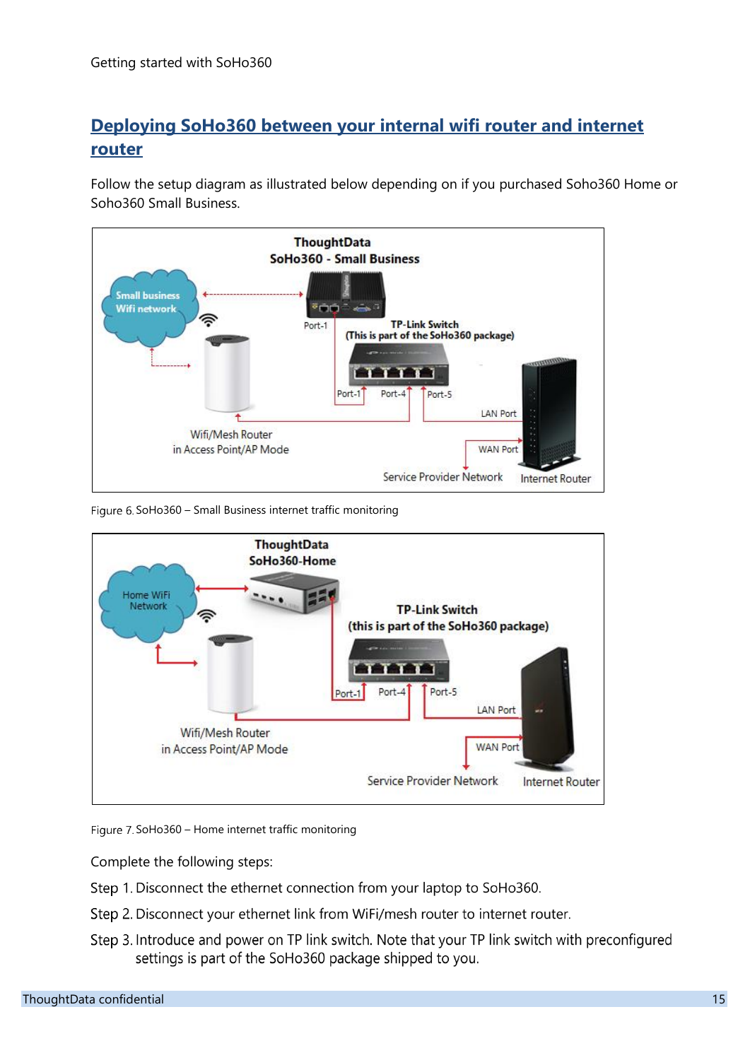## Deploying SoHo360 between your internal wifi router and internet router

Follow the setup diagram as illustrated below depending on if you purchased Soho360 Home or Soho360 Small Business.

Figure 6. SoHo360 – Small Business internet traffic monitoring

Figure 7. SoHo360 – Home internet traffic monitoring

Complete the following steps:

Step 1. Disconnect the ethernet connection from your laptop to SoHo360.

Step 2. Disconnect your ethernet link from WiFi/mesh router to internet router.

Step 3. Introduce and power on TP link switch. Note that your TP link switch with preconfigured settings is part of the SoHo360 package shipped to you.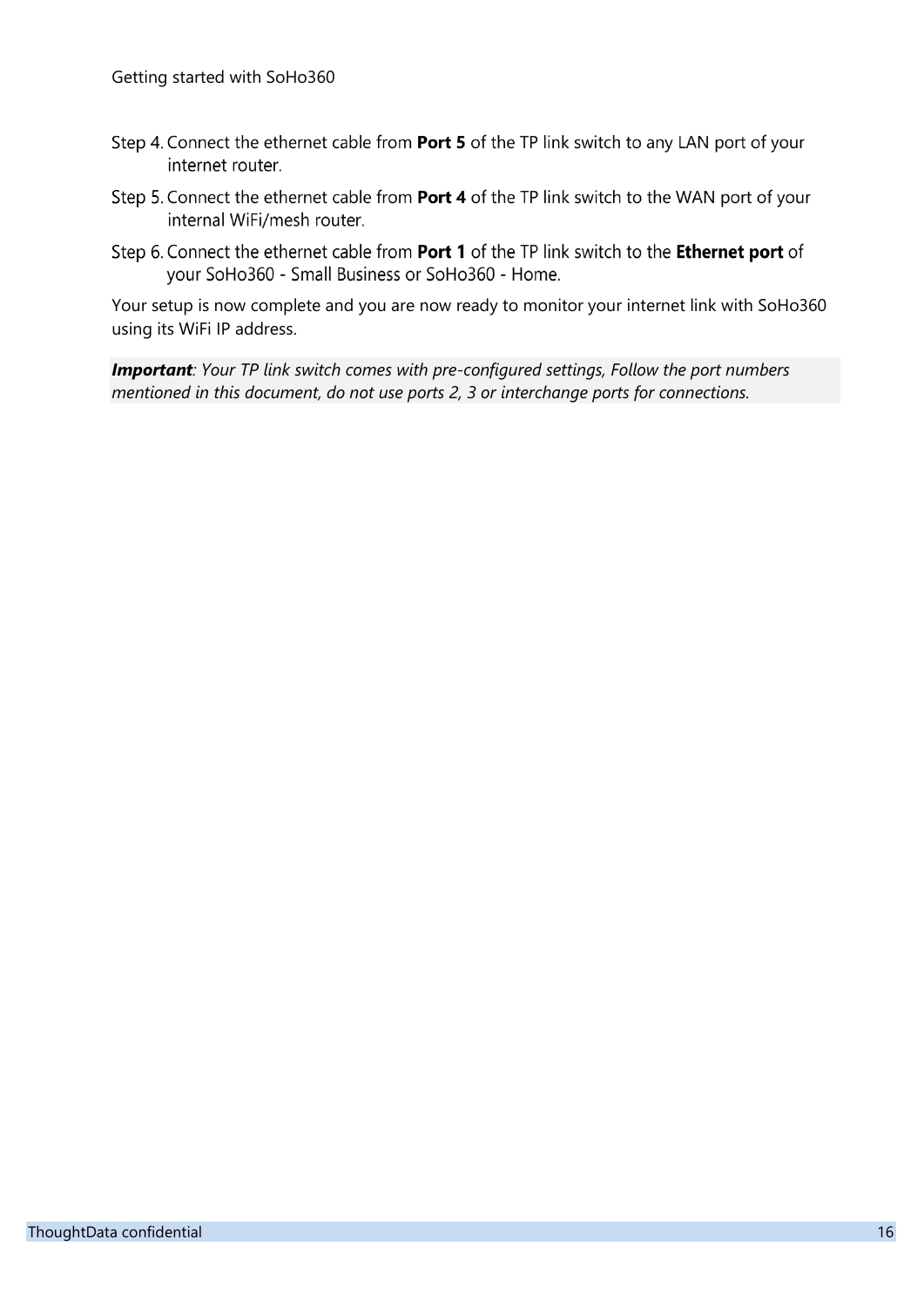Step 4. Connect the ethernet cable from **Port 5** of the TP link switch to any LAN port of your internet router.

Step 5. Connect the ethernet cable from **Port 4** of the TP link switch to the WAN port of your internal WiFi/mesh router.

Step 6. Connect the ethernet cable from **Port 1** of the TP link switch to the **Ethernet port** of your SoHo360 - Small Business or SoHo360 - Home.

Your setup is now complete and you are now ready to monitor your internet link with SoHo360 using its WiFi IP address.

***Important****: Your TP link switch comes with pre-configured settings, Follow the port numbers mentioned in this document, do not use ports 2, 3 or interchange ports for connections.*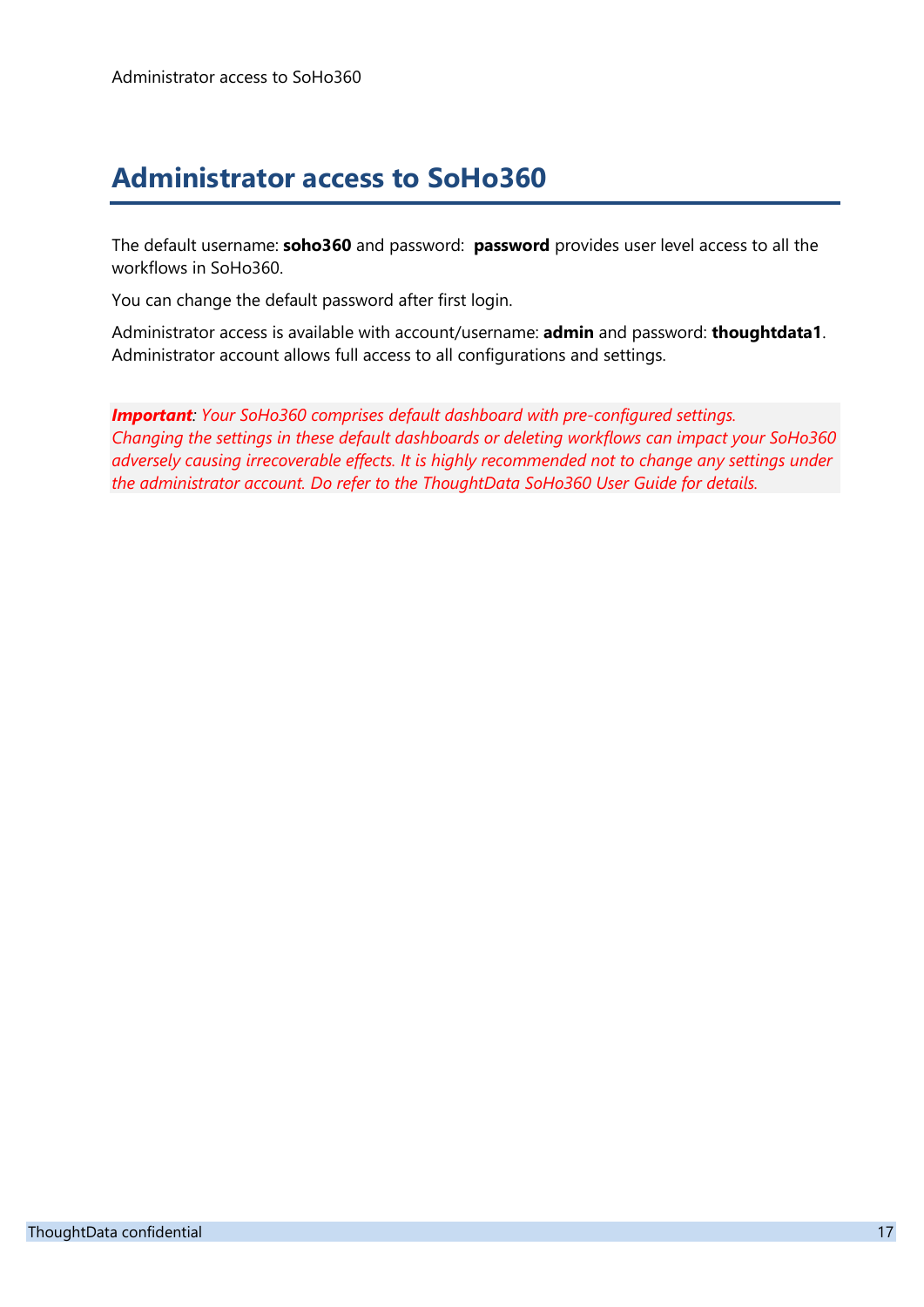# Administrator access to SoHo360

The default username: **soho360** and password: **password** provides user level access to all the workflows in SoHo360.

You can change the default password after first login.

Administrator access is available with account/username: **admin** and password: **thoughtdata1**. Administrator account allows full access to all configurations and settings.

***Important****: Your SoHo360 comprises default dashboard with pre-configured settings. Changing the settings in these default dashboards or deleting workflows can impact your SoHo360 adversely causing irrecoverable effects. It is highly recommended not to change any settings under the administrator account. Do refer to the ThoughtData SoHo360 User Guide for details.*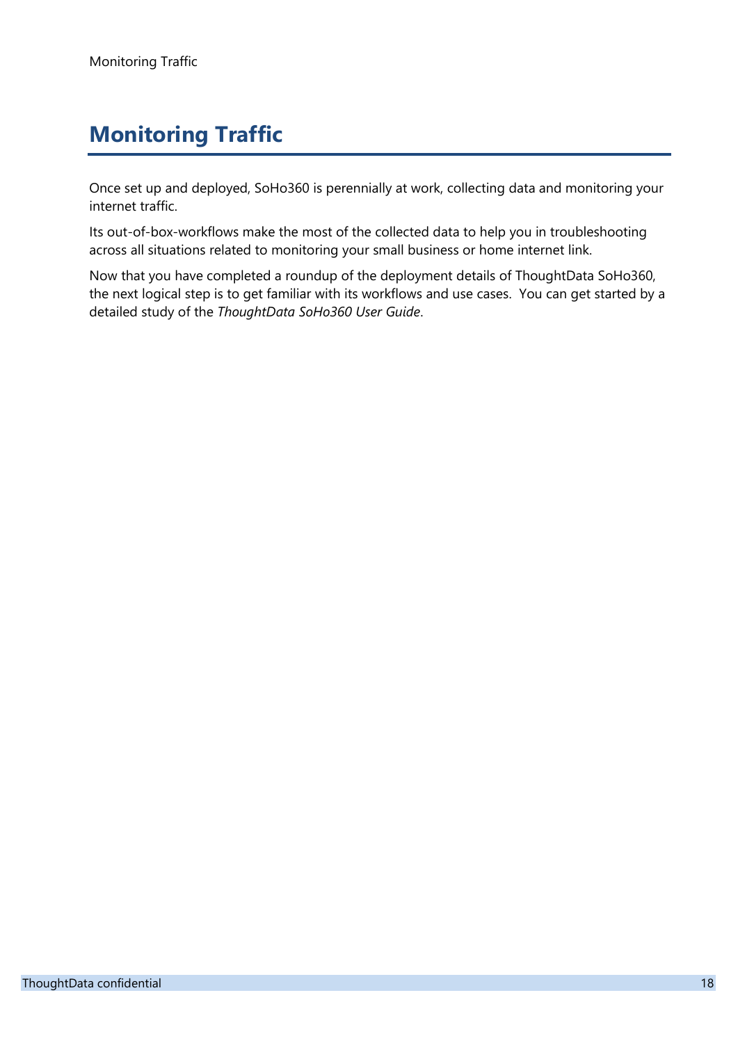# Monitoring Traffic

Once set up and deployed, SoHo360 is perennially at work, collecting data and monitoring your internet traffic.

Its out-of-box-workflows make the most of the collected data to help you in troubleshooting across all situations related to monitoring your small business or home internet link.

Now that you have completed a roundup of the deployment details of ThoughtData SoHo360, the next logical step is to get familiar with its workflows and use cases.  You can get started by a detailed study of the *ThoughtData SoHo360 User Guide*.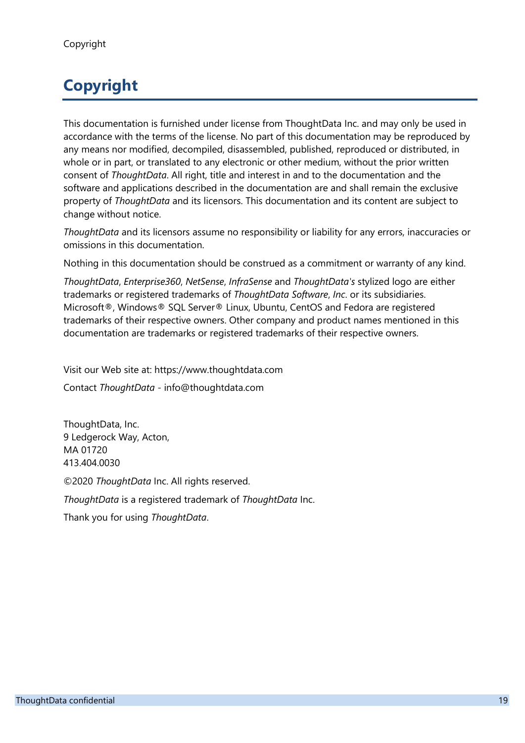# Copyright

This documentation is furnished under license from ThoughtData Inc. and may only be used in accordance with the terms of the license. No part of this documentation may be reproduced by any means nor modified, decompiled, disassembled, published, reproduced or distributed, in whole or in part, or translated to any electronic or other medium, without the prior written consent of *ThoughtData*. All right, title and interest in and to the documentation and the software and applications described in the documentation are and shall remain the exclusive property of *ThoughtData* and its licensors. This documentation and its content are subject to change without notice.

*ThoughtData* and its licensors assume no responsibility or liability for any errors, inaccuracies or omissions in this documentation.

Nothing in this documentation should be construed as a commitment or warranty of any kind.

*ThoughtData*, *Enterprise360*, *NetSense*, *InfraSense* and *ThoughtData's* stylized logo are either trademarks or registered trademarks of *ThoughtData Software*, *Inc*. or its subsidiaries. Microsoft®, Windows® SQL Server® Linux, Ubuntu, CentOS and Fedora are registered trademarks of their respective owners. Other company and product names mentioned in this documentation are trademarks or registered trademarks of their respective owners.

Visit our Web site at: https://www.thoughtdata.com

Contact *ThoughtData* - info@thoughtdata.com

ThoughtData, Inc.  
9 Ledgerock Way, Acton,  
MA 01720  
413.404.0030

©2020 *ThoughtData* Inc. All rights reserved.

*ThoughtData* is a registered trademark of *ThoughtData* Inc.

Thank you for using *ThoughtData*.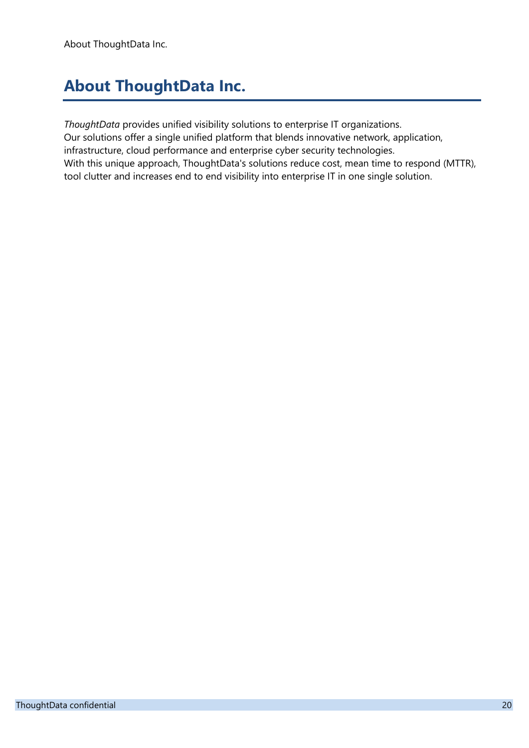# About ThoughtData Inc.

*ThoughtData* provides unified visibility solutions to enterprise IT organizations.
Our solutions offer a single unified platform that blends innovative network, application, infrastructure, cloud performance and enterprise cyber security technologies.
With this unique approach, ThoughtData's solutions reduce cost, mean time to respond (MTTR), tool clutter and increases end to end visibility into enterprise IT in one single solution.